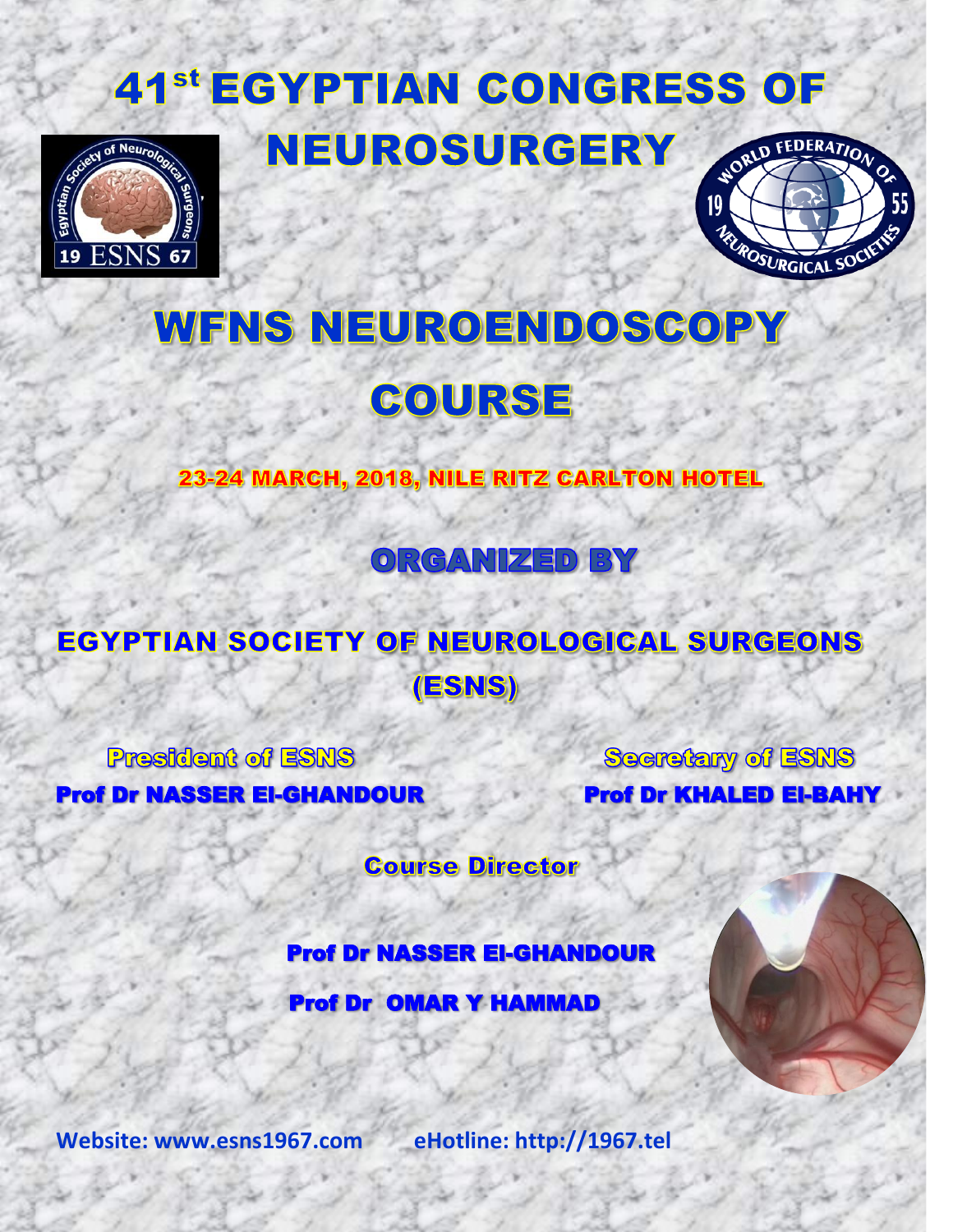# 41[st] EGYPTIAN CONGRESS OF NEUROSURGERY

# WFNS NEUROENDOSCOPY COURSE

**23-24 MARCH, 2018, NILE RITZ CARLTON HOTEL**

## ORGANIZED BY

## EGYPTIAN SOCIETY OF NEUROLOGICAL SURGEONS (ESNS)

**President of ESNS**
**Prof Dr NASSER El-GHANDOUR**

**Secretary of ESNS**
**Prof Dr KHALED El-BAHY**

**Course Director**

**Prof Dr NASSER El-GHANDOUR**

**Prof Dr OMAR Y HAMMAD**

**Website: www.esns1967.com** **eHotline: http://1967.tel**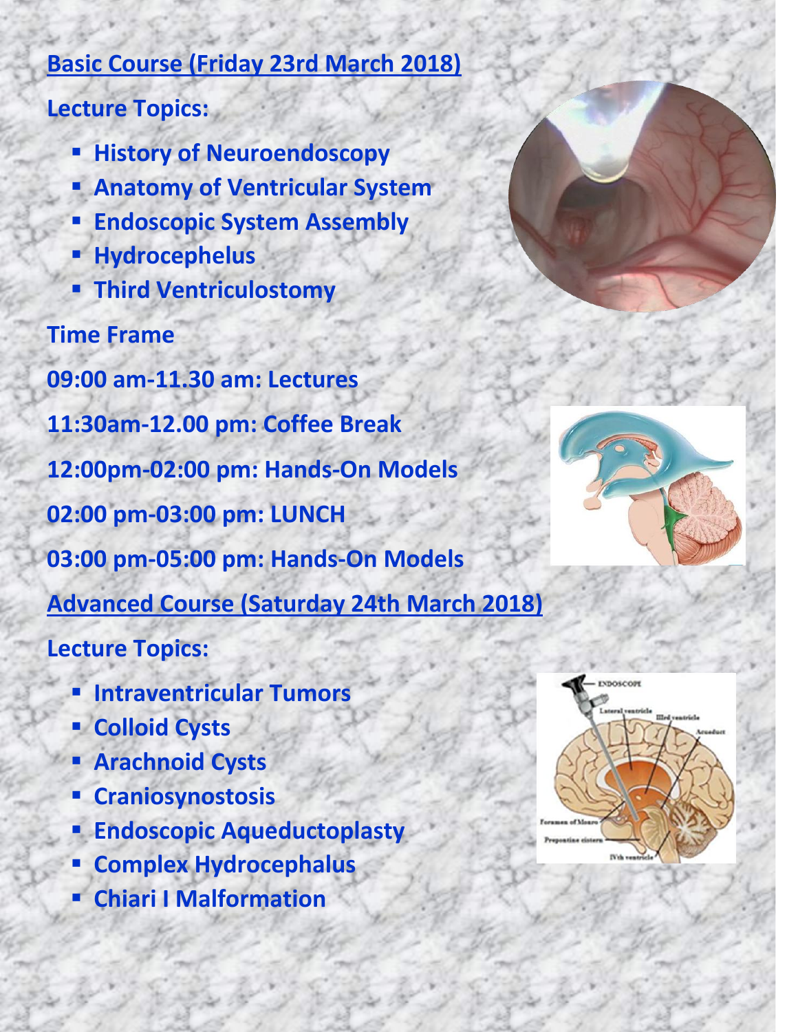**Basic Course (Friday 23rd March 2018)**

**Lecture Topics:**

- **History of Neuroendoscopy**
- **Anatomy of Ventricular System**
- **Endoscopic System Assembly**
- **Hydrocephelus**
- **Third Ventriculostomy**

**Time Frame**

**09:00 am-11.30 am: Lectures**

**11:30am-12.00 pm: Coffee Break**

**12:00pm-02:00 pm: Hands-On Models**

**02:00 pm-03:00 pm: LUNCH**

**03:00 pm-05:00 pm: Hands-On Models**

**Advanced Course (Saturday 24th March 2018)**

**Lecture Topics:**

- **Intraventricular Tumors**
- **Colloid Cysts**
- **Arachnoid Cysts**
- **Craniosynostosis**
- **Endoscopic Aqueductoplasty**
- **Complex Hydrocephalus**
- **Chiari I Malformation**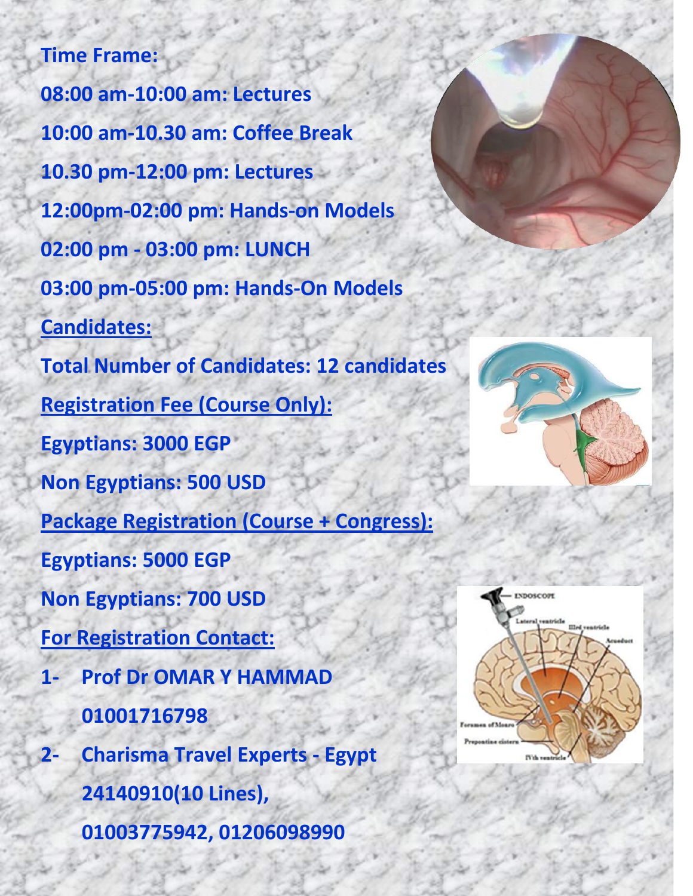**Time Frame:**

**08:00 am-10:00 am: Lectures**

**10:00 am-10.30 am: Coffee Break**

**10.30 pm-12:00 pm: Lectures**

**12:00pm-02:00 pm: Hands-on Models**

**02:00 pm - 03:00 pm: LUNCH**

**03:00 pm-05:00 pm: Hands-On Models**

**Candidates:**

**Total Number of Candidates: 12 candidates**

**Registration Fee (Course Only):**

**Egyptians: 3000 EGP**

**Non Egyptians: 500 USD**

**Package Registration (Course + Congress):**

**Egyptians: 5000 EGP**

**Non Egyptians: 700 USD**

**For Registration Contact:**

1- **Prof Dr OMAR Y HAMMAD**
   **01001716798**

2- **Charisma Travel Experts - Egypt**
   **24140910(10 Lines),**
   **01003775942, 01206098990**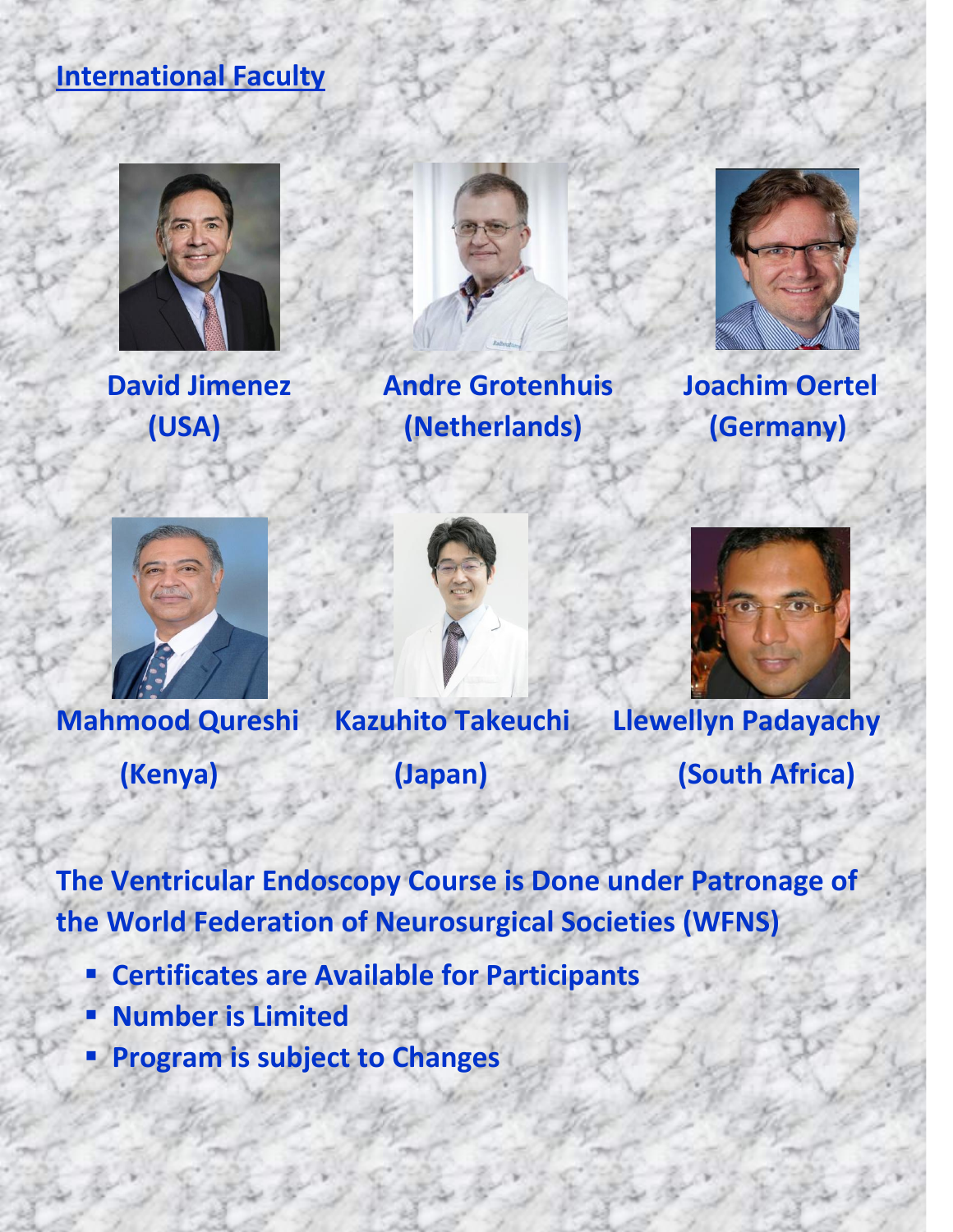## International Faculty

**David Jimenez (USA)**

**Andre Grotenhuis (Netherlands)**

**Joachim Oertel (Germany)**

**Mahmood Qureshi (Kenya)**

**Kazuhito Takeuchi (Japan)**

**Llewellyn Padayachy (South Africa)**

**The Ventricular Endoscopy Course is Done under Patronage of the World Federation of Neurosurgical Societies (WFNS)**

- **Certificates are Available for Participants**
- **Number is Limited**
- **Program is subject to Changes**